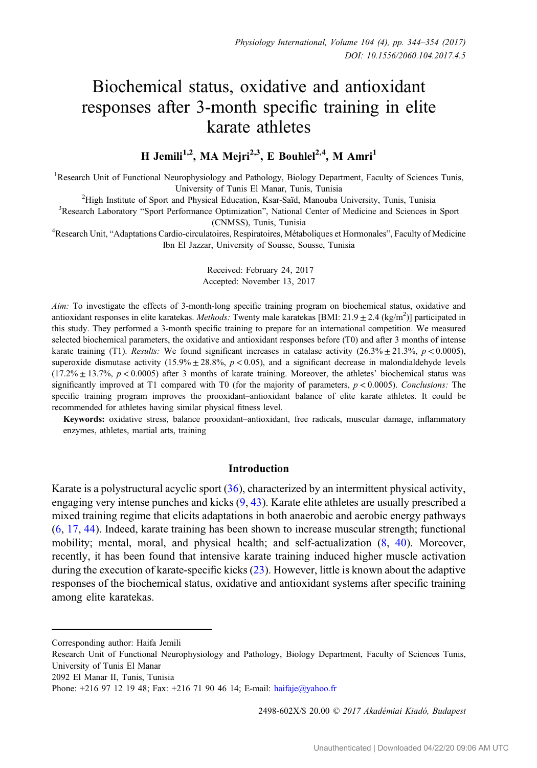# Biochemical status, oxidative and antioxidant responses after 3-month specific training in elite karate athletes

**H Jemili[1,2], MA Mejri[2,3], E Bouhlel[2,4], M Amri[1]**

[1]Research Unit of Functional Neurophysiology and Pathology, Biology Department, Faculty of Sciences Tunis, University of Tunis El Manar, Tunis, Tunisia

[2]High Institute of Sport and Physical Education, Ksar-Saïd, Manouba University, Tunis, Tunisia

[3]Research Laboratory "Sport Performance Optimization", National Center of Medicine and Sciences in Sport (CNMSS), Tunis, Tunisia

[4]Research Unit, "Adaptations Cardio-circulatoires, Respiratoires, Métaboliques et Hormonales", Faculty of Medicine Ibn El Jazzar, University of Sousse, Sousse, Tunisia

Received: February 24, 2017
Accepted: November 13, 2017

*Aim:* To investigate the effects of 3-month-long specific training program on biochemical status, oxidative and antioxidant responses in elite karatekas. *Methods:* Twenty male karatekas [BMI: $21.9 \pm 2.4$ (kg/m$^2$)] participated in this study. They performed a 3-month specific training to prepare for an international competition. We measured selected biochemical parameters, the oxidative and antioxidant responses before (T0) and after 3 months of intense karate training (T1). *Results:* We found significant increases in catalase activity ($26.3\% \pm 21.3\%$, $p < 0.0005$), superoxide dismutase activity ($15.9\% \pm 28.8\%$, $p < 0.05$), and a significant decrease in malondialdehyde levels ($17.2\% \pm 13.7\%$, $p < 0.0005$) after 3 months of karate training. Moreover, the athletes' biochemical status was significantly improved at T1 compared with T0 (for the majority of parameters, $p < 0.0005$). *Conclusions:* The specific training program improves the prooxidant–antioxidant balance of elite karate athletes. It could be recommended for athletes having similar physical fitness level.

**Keywords:** oxidative stress, balance prooxidant–antioxidant, free radicals, muscular damage, inflammatory enzymes, athletes, martial arts, training

## Introduction

Karate is a polystructural acyclic sport (36), characterized by an intermittent physical activity, engaging very intense punches and kicks (9, 43). Karate elite athletes are usually prescribed a mixed training regime that elicits adaptations in both anaerobic and aerobic energy pathways (6, 17, 44). Indeed, karate training has been shown to increase muscular strength; functional mobility; mental, moral, and physical health; and self-actualization (8, 40). Moreover, recently, it has been found that intensive karate training induced higher muscle activation during the execution of karate-specific kicks (23). However, little is known about the adaptive responses of the biochemical status, oxidative and antioxidant systems after specific training among elite karatekas.

---

Corresponding author: Haifa Jemili
Research Unit of Functional Neurophysiology and Pathology, Biology Department, Faculty of Sciences Tunis, University of Tunis El Manar
2092 El Manar II, Tunis, Tunisia
Phone: +216 97 12 19 48; Fax: +216 71 90 46 14; E-mail: haifaje@yahoo.fr

2498-602X/$ 20.00 © 2017 Akadémiai Kiadó, Budapest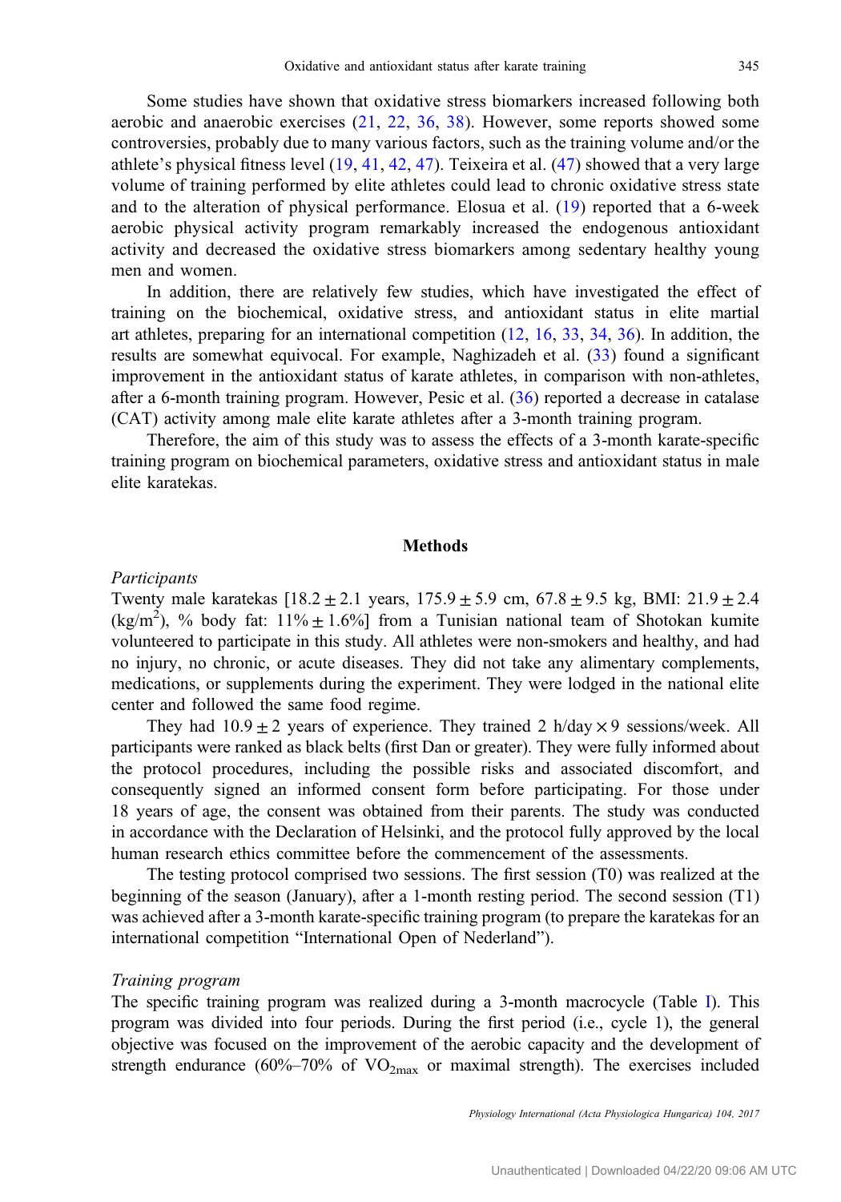Some studies have shown that oxidative stress biomarkers increased following both aerobic and anaerobic exercises (21, 22, 36, 38). However, some reports showed some controversies, probably due to many various factors, such as the training volume and/or the athlete's physical fitness level (19, 41, 42, 47). Teixeira et al. (47) showed that a very large volume of training performed by elite athletes could lead to chronic oxidative stress state and to the alteration of physical performance. Elosua et al. (19) reported that a 6-week aerobic physical activity program remarkably increased the endogenous antioxidant activity and decreased the oxidative stress biomarkers among sedentary healthy young men and women.

In addition, there are relatively few studies, which have investigated the effect of training on the biochemical, oxidative stress, and antioxidant status in elite martial art athletes, preparing for an international competition (12, 16, 33, 34, 36). In addition, the results are somewhat equivocal. For example, Naghizadeh et al. (33) found a significant improvement in the antioxidant status of karate athletes, in comparison with non-athletes, after a 6-month training program. However, Pesic et al. (36) reported a decrease in catalase (CAT) activity among male elite karate athletes after a 3-month training program.

Therefore, the aim of this study was to assess the effects of a 3-month karate-specific training program on biochemical parameters, oxidative stress and antioxidant status in male elite karatekas.

## Methods

### *Participants*

Twenty male karatekas [$18.2 \pm 2.1$ years, $175.9 \pm 5.9$ cm, $67.8 \pm 9.5$ kg, BMI: $21.9 \pm 2.4$ (kg/m$^2$), % body fat: $11\% \pm 1.6\%$] from a Tunisian national team of Shotokan kumite volunteered to participate in this study. All athletes were non-smokers and healthy, and had no injury, no chronic, or acute diseases. They did not take any alimentary complements, medications, or supplements during the experiment. They were lodged in the national elite center and followed the same food regime.

They had $10.9 \pm 2$ years of experience. They trained 2 h/day $\times$ 9 sessions/week. All participants were ranked as black belts (first Dan or greater). They were fully informed about the protocol procedures, including the possible risks and associated discomfort, and consequently signed an informed consent form before participating. For those under 18 years of age, the consent was obtained from their parents. The study was conducted in accordance with the Declaration of Helsinki, and the protocol fully approved by the local human research ethics committee before the commencement of the assessments.

The testing protocol comprised two sessions. The first session (T0) was realized at the beginning of the season (January), after a 1-month resting period. The second session (T1) was achieved after a 3-month karate-specific training program (to prepare the karatekas for an international competition "International Open of Nederland").

### *Training program*

The specific training program was realized during a 3-month macrocycle (Table I). This program was divided into four periods. During the first period (i.e., cycle 1), the general objective was focused on the improvement of the aerobic capacity and the development of strength endurance (60%–70% of $VO_{2max}$ or maximal strength). The exercises included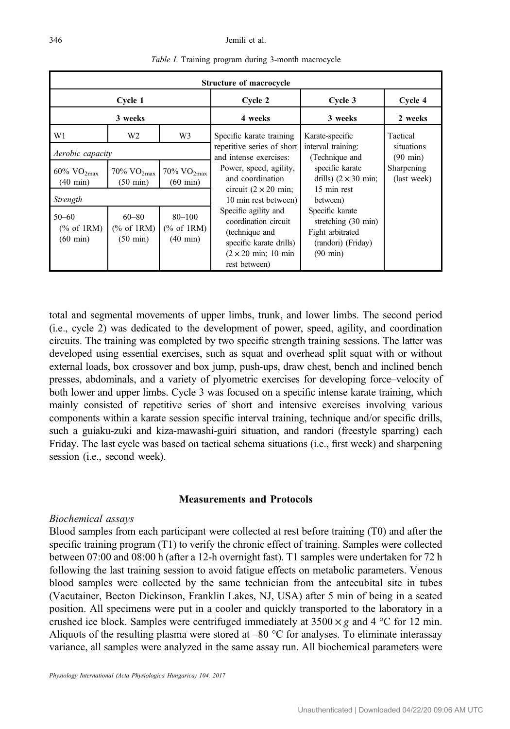*Table I.* Training program during 3-month macrocycle

| Structure of macrocycle | | | | | |
|---|---|---|---|---|---|
| Cycle 1 | | | Cycle 2 | Cycle 3 | Cycle 4 |
| 3 weeks | | | 4 weeks | 3 weeks | 2 weeks |
| W1 | W2 | W3 | Specific karate training repetitive series of short and intense exercises: Power, speed, agility, and coordination circuit ($2 \times 20$ min; 10 min rest between) Specific agility and coordination circuit (technique and specific karate drills) ($2 \times 20$ min; 10 min rest between) | Karate-specific interval training: (Technique and specific karate drills) ($2 \times 30$ min; 15 min rest between) Specific karate stretching (30 min) Fight arbitrated (randori) (Friday) (90 min) | Tactical situations (90 min) Sharpening (last week) |
| *Aerobic capacity* | | | | | |
| 60% $VO_{2max}$ (40 min) | 70% $VO_{2max}$ (50 min) | 70% $VO_{2max}$ (60 min) | | | |
| *Strength* | | | | | |
| 50–60 (% of 1RM) (60 min) | 60–80 (% of 1RM) (50 min) | 80–100 (% of 1RM) (40 min) | | | |

total and segmental movements of upper limbs, trunk, and lower limbs. The second period (i.e., cycle 2) was dedicated to the development of power, speed, agility, and coordination circuits. The training was completed by two specific strength training sessions. The latter was developed using essential exercises, such as squat and overhead split squat with or without external loads, box crossover and box jump, push-ups, draw chest, bench and inclined bench presses, abdominals, and a variety of plyometric exercises for developing force–velocity of both lower and upper limbs. Cycle 3 was focused on a specific intense karate training, which mainly consisted of repetitive series of short and intensive exercises involving various components within a karate session specific interval training, technique and/or specific drills, such a guiaku-zuki and kiza-mawashi-guiri situation, and randori (freestyle sparring) each Friday. The last cycle was based on tactical schema situations (i.e., first week) and sharpening session (i.e., second week).

## Measurements and Protocols

*Biochemical assays*

Blood samples from each participant were collected at rest before training (T0) and after the specific training program (T1) to verify the chronic effect of training. Samples were collected between 07:00 and 08:00 h (after a 12-h overnight fast). T1 samples were undertaken for 72 h following the last training session to avoid fatigue effects on metabolic parameters. Venous blood samples were collected by the same technician from the antecubital site in tubes (Vacutainer, Becton Dickinson, Franklin Lakes, NJ, USA) after 5 min of being in a seated position. All specimens were put in a cooler and quickly transported to the laboratory in a crushed ice block. Samples were centrifuged immediately at $3500 \times g$ and 4 °C for 12 min. Aliquots of the resulting plasma were stored at –80 °C for analyses. To eliminate interassay variance, all samples were analyzed in the same assay run. All biochemical parameters were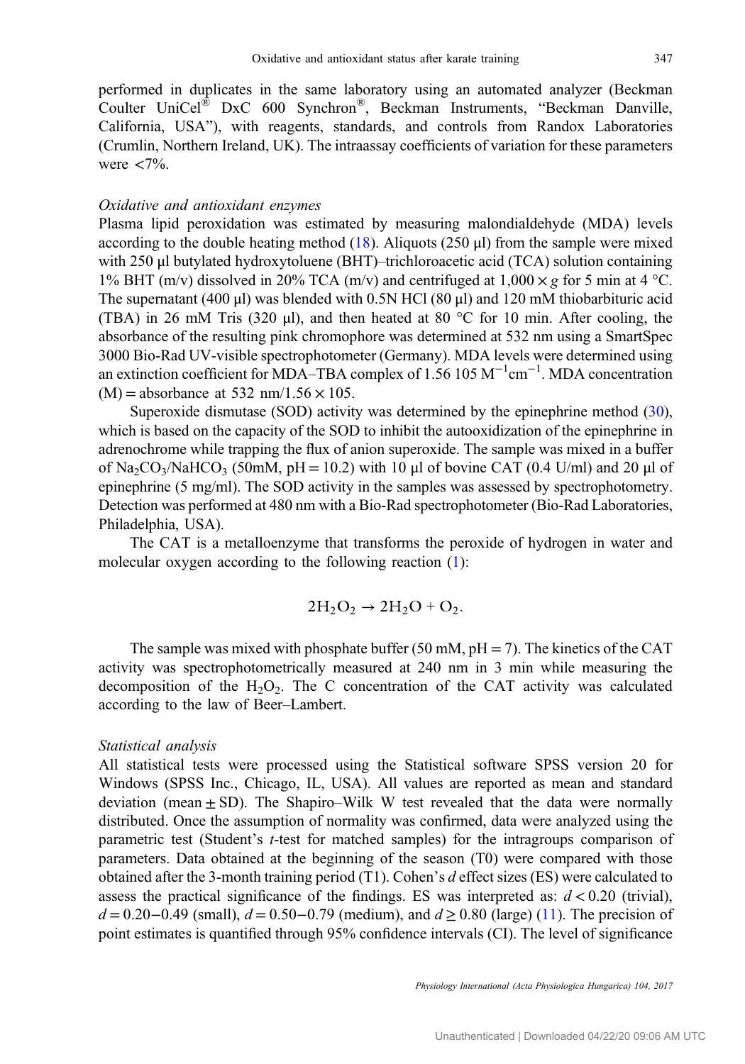performed in duplicates in the same laboratory using an automated analyzer (Beckman Coulter UniCel® DxC 600 Synchron®, Beckman Instruments, "Beckman Danville, California, USA"), with reagents, standards, and controls from Randox Laboratories (Crumlin, Northern Ireland, UK). The intraassay coefficients of variation for these parameters were <7%.

### *Oxidative and antioxidant enzymes*

Plasma lipid peroxidation was estimated by measuring malondialdehyde (MDA) levels according to the double heating method (18). Aliquots (250 μl) from the sample were mixed with 250 μl butylated hydroxytoluene (BHT)–trichloroacetic acid (TCA) solution containing 1% BHT (m/v) dissolved in 20% TCA (m/v) and centrifuged at $1{,}000 \times g$ for 5 min at 4 °C. The supernatant (400 μl) was blended with 0.5N HCl (80 μl) and 120 mM thiobarbituric acid (TBA) in 26 mM Tris (320 μl), and then heated at 80 °C for 10 min. After cooling, the absorbance of the resulting pink chromophore was determined at 532 nm using a SmartSpec 3000 Bio-Rad UV-visible spectrophotometer (Germany). MDA levels were determined using an extinction coefficient for MDA–TBA complex of 1.56 105 $M^{-1}cm^{-1}$. MDA concentration (M) = absorbance at 532 nm/$1.56 \times 105$.

Superoxide dismutase (SOD) activity was determined by the epinephrine method (30), which is based on the capacity of the SOD to inhibit the autooxidization of the epinephrine in adrenochrome while trapping the flux of anion superoxide. The sample was mixed in a buffer of $Na_2CO_3$/$NaHCO_3$ (50mM, pH = 10.2) with 10 μl of bovine CAT (0.4 U/ml) and 20 μl of epinephrine (5 mg/ml). The SOD activity in the samples was assessed by spectrophotometry. Detection was performed at 480 nm with a Bio-Rad spectrophotometer (Bio-Rad Laboratories, Philadelphia, USA).

The CAT is a metalloenzyme that transforms the peroxide of hydrogen in water and molecular oxygen according to the following reaction (1):

$$2H_2O_2 \rightarrow 2H_2O + O_2.$$

The sample was mixed with phosphate buffer (50 mM, pH = 7). The kinetics of the CAT activity was spectrophotometrically measured at 240 nm in 3 min while measuring the decomposition of the $H_2O_2$. The C concentration of the CAT activity was calculated according to the law of Beer–Lambert.

### *Statistical analysis*

All statistical tests were processed using the Statistical software SPSS version 20 for Windows (SPSS Inc., Chicago, IL, USA). All values are reported as mean and standard deviation (mean ± SD). The Shapiro–Wilk W test revealed that the data were normally distributed. Once the assumption of normality was confirmed, data were analyzed using the parametric test (Student's *t*-test for matched samples) for the intragroups comparison of parameters. Data obtained at the beginning of the season (T0) were compared with those obtained after the 3-month training period (T1). Cohen's *d* effect sizes (ES) were calculated to assess the practical significance of the findings. ES was interpreted as: $d < 0.20$ (trivial), $d = 0.20-0.49$ (small), $d = 0.50-0.79$ (medium), and $d \geq 0.80$ (large) (11). The precision of point estimates is quantified through 95% confidence intervals (CI). The level of significance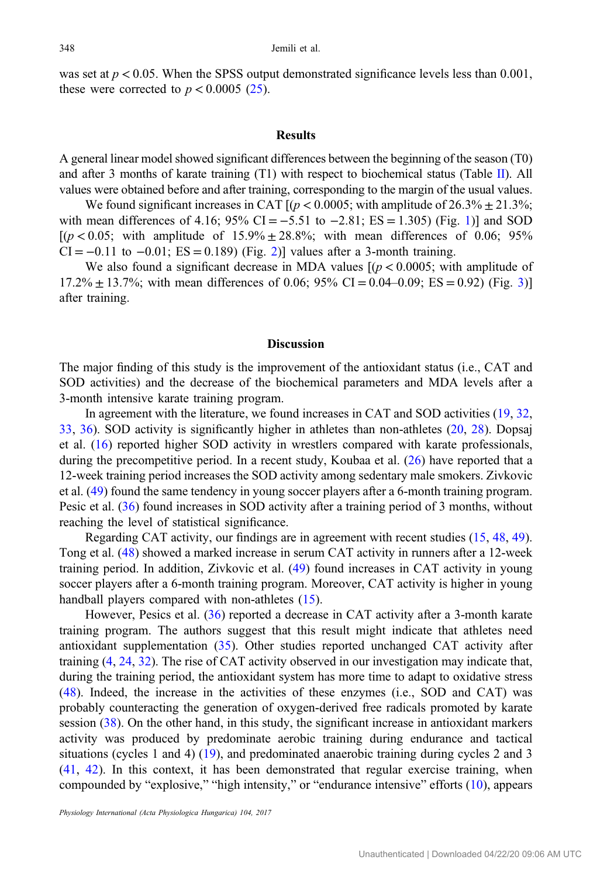was set at $p < 0.05$. When the SPSS output demonstrated significance levels less than 0.001, these were corrected to $p < 0.0005$ (25).

## Results

A general linear model showed significant differences between the beginning of the season (T0) and after 3 months of karate training (T1) with respect to biochemical status (Table II). All values were obtained before and after training, corresponding to the margin of the usual values.

We found significant increases in CAT [($p < 0.0005$; with amplitude of 26.3% ± 21.3%; with mean differences of 4.16; 95% CI = −5.51 to −2.81; ES = 1.305) (Fig. 1)] and SOD [($p < 0.05$; with amplitude of 15.9% ± 28.8%; with mean differences of 0.06; 95% CI = −0.11 to −0.01; ES = 0.189) (Fig. 2)] values after a 3-month training.

We also found a significant decrease in MDA values [($p < 0.0005$; with amplitude of 17.2% ± 13.7%; with mean differences of 0.06; 95% CI = 0.04–0.09; ES = 0.92) (Fig. 3)] after training.

## Discussion

The major finding of this study is the improvement of the antioxidant status (i.e., CAT and SOD activities) and the decrease of the biochemical parameters and MDA levels after a 3-month intensive karate training program.

In agreement with the literature, we found increases in CAT and SOD activities (19, 32, 33, 36). SOD activity is significantly higher in athletes than non-athletes (20, 28). Dopsaj et al. (16) reported higher SOD activity in wrestlers compared with karate professionals, during the precompetitive period. In a recent study, Koubaa et al. (26) have reported that a 12-week training period increases the SOD activity among sedentary male smokers. Zivkovic et al. (49) found the same tendency in young soccer players after a 6-month training program. Pesic et al. (36) found increases in SOD activity after a training period of 3 months, without reaching the level of statistical significance.

Regarding CAT activity, our findings are in agreement with recent studies (15, 48, 49). Tong et al. (48) showed a marked increase in serum CAT activity in runners after a 12-week training period. In addition, Zivkovic et al. (49) found increases in CAT activity in young soccer players after a 6-month training program. Moreover, CAT activity is higher in young handball players compared with non-athletes (15).

However, Pesics et al. (36) reported a decrease in CAT activity after a 3-month karate training program. The authors suggest that this result might indicate that athletes need antioxidant supplementation (35). Other studies reported unchanged CAT activity after training (4, 24, 32). The rise of CAT activity observed in our investigation may indicate that, during the training period, the antioxidant system has more time to adapt to oxidative stress (48). Indeed, the increase in the activities of these enzymes (i.e., SOD and CAT) was probably counteracting the generation of oxygen-derived free radicals promoted by karate session (38). On the other hand, in this study, the significant increase in antioxidant markers activity was produced by predominate aerobic training during endurance and tactical situations (cycles 1 and 4) (19), and predominated anaerobic training during cycles 2 and 3 (41, 42). In this context, it has been demonstrated that regular exercise training, when compounded by "explosive," "high intensity," or "endurance intensive" efforts (10), appears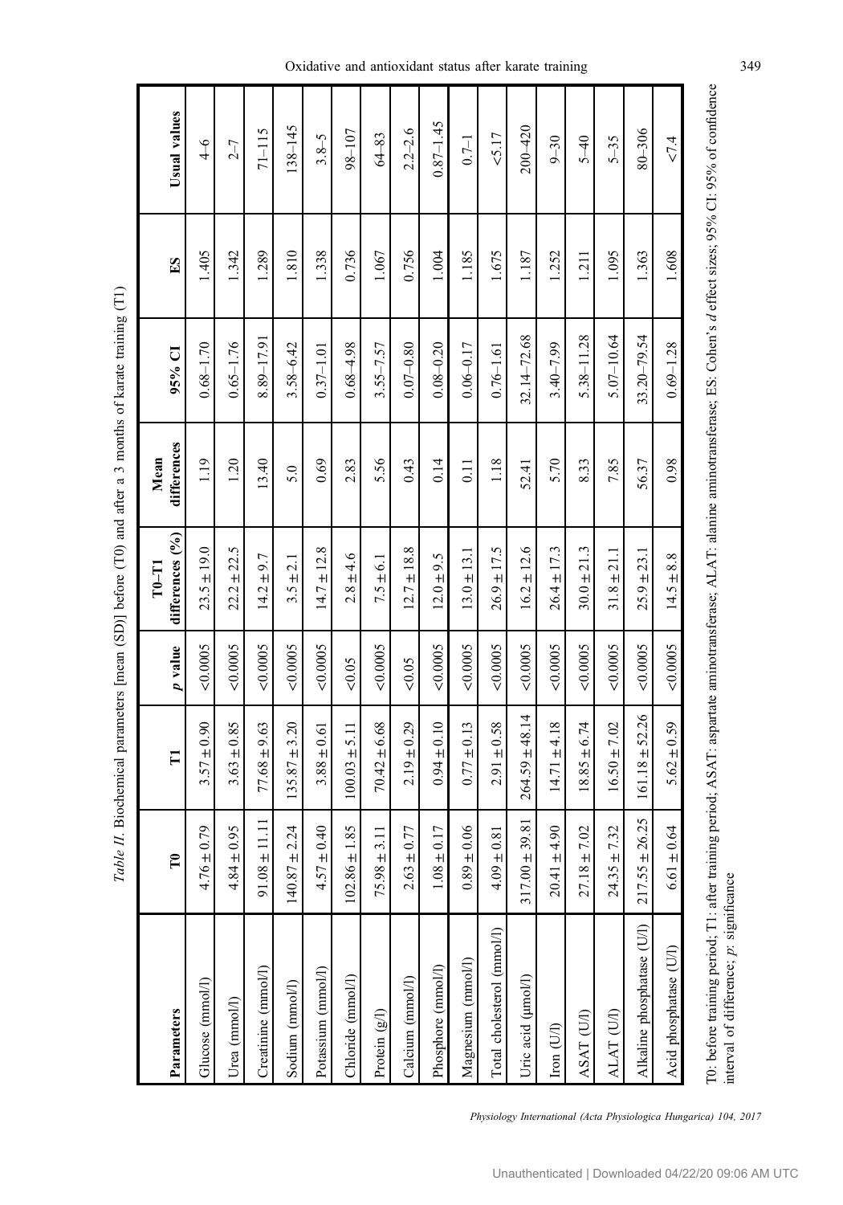*Table II.* Biochemical parameters [mean (SD)] before (T0) and after a 3 months of karate training (T1)

| Parameters | T0 | T1 | *p* value | T0–T1 differences (%) | Mean differences | 95% CI | ES | Usual values |
|---|---|---|---|---|---|---|---|---|
| Glucose (mmol/l) | 4.76 ± 0.79 | 3.57 ± 0.90 | <0.0005 | 23.5 ± 19.0 | 1.19 | 0.68–1.70 | 1.405 | 4–6 |
| Urea (mmol/l) | 4.84 ± 0.95 | 3.63 ± 0.85 | <0.0005 | 22.2 ± 22.5 | 1.20 | 0.65–1.76 | 1.342 | 2–7 |
| Creatinine (mmol/l) | 91.08 ± 11.11 | 77.68 ± 9.63 | <0.0005 | 14.2 ± 9.7 | 13.40 | 8.89–17.91 | 1.289 | 71–115 |
| Sodium (mmol/l) | 140.87 ± 2.24 | 135.87 ± 3.20 | <0.0005 | 3.5 ± 2.1 | 5.0 | 3.58–6.42 | 1.810 | 138–145 |
| Potassium (mmol/l) | 4.57 ± 0.40 | 3.88 ± 0.61 | <0.0005 | 14.7 ± 12.8 | 0.69 | 0.37–1.01 | 1.338 | 3.8–5 |
| Chloride (mmol/l) | 102.86 ± 1.85 | 100.03 ± 5.11 | <0.05 | 2.8 ± 4.6 | 2.83 | 0.68–4.98 | 0.736 | 98–107 |
| Protein (g/l) | 75.98 ± 3.11 | 70.42 ± 6.68 | <0.0005 | 7.5 ± 6.1 | 5.56 | 3.55–7.57 | 1.067 | 64–83 |
| Calcium (mmol/l) | 2.63 ± 0.77 | 2.19 ± 0.29 | <0.05 | 12.7 ± 18.8 | 0.43 | 0.07–0.80 | 0.756 | 2.2–2.6 |
| Phosphore (mmol/l) | 1.08 ± 0.17 | 0.94 ± 0.10 | <0.0005 | 12.0 ± 9.5 | 0.14 | 0.08–0.20 | 1.004 | 0.87–1.45 |
| Magnesium (mmol/l) | 0.89 ± 0.06 | 0.77 ± 0.13 | <0.0005 | 13.0 ± 13.1 | 0.11 | 0.06–0.17 | 1.185 | 0.7–1 |
| Total cholesterol (mmol/l) | 4.09 ± 0.81 | 2.91 ± 0.58 | <0.0005 | 26.9 ± 17.5 | 1.18 | 0.76–1.61 | 1.675 | <5.17 |
| Uric acid (µmol/l) | 317.00 ± 39.81 | 264.59 ± 48.14 | <0.0005 | 16.2 ± 12.6 | 52.41 | 32.14–72.68 | 1.187 | 200–420 |
| Iron (U/l) | 20.41 ± 4.90 | 14.71 ± 4.18 | <0.0005 | 26.4 ± 17.3 | 5.70 | 3.40–7.99 | 1.252 | 9–30 |
| ASAT (U/l) | 27.18 ± 7.02 | 18.85 ± 6.74 | <0.0005 | 30.0 ± 21.3 | 8.33 | 5.38–11.28 | 1.211 | 5–40 |
| ALAT (U/l) | 24.35 ± 7.32 | 16.50 ± 7.02 | <0.0005 | 31.8 ± 21.1 | 7.85 | 5.07–10.64 | 1.095 | 5–35 |
| Alkaline phosphatase (U/l) | 217.55 ± 26.25 | 161.18 ± 52.26 | <0.0005 | 25.9 ± 23.1 | 56.37 | 33.20–79.54 | 1.363 | 80–306 |
| Acid phosphatase (U/l) | 6.61 ± 0.64 | 5.62 ± 0.59 | <0.0005 | 14.5 ± 8.8 | 0.98 | 0.69–1.28 | 1.608 | <7.4 |

T0: before training period; T1: after training period; ASAT: aspartate aminotransferase; ALAT: alanine aminotransferase; ES: Cohen's *d* effect sizes; 95% CI: 95% of confidence interval of difference; *p*: significance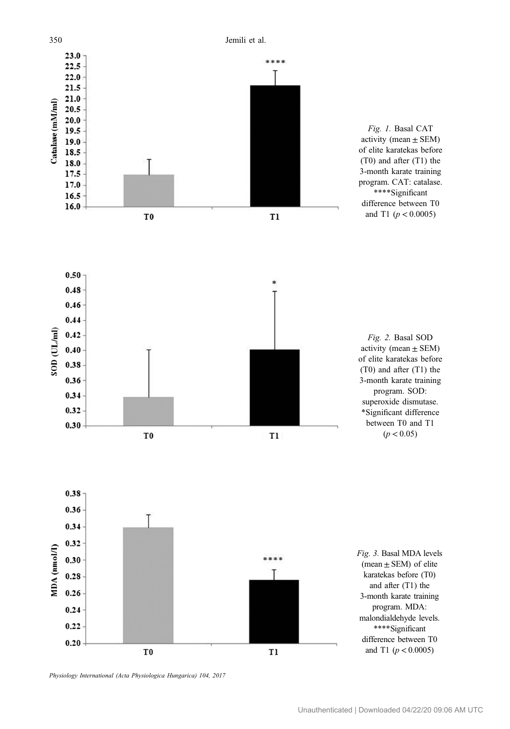*Fig. 1.* Basal CAT activity (mean ± SEM) of elite karatekas before (T0) and after (T1) the 3-month karate training program. CAT: catalase. ****Significant difference between T0 and T1 ($p < 0.0005$)

*Fig. 2.* Basal SOD activity (mean ± SEM) of elite karatekas before (T0) and after (T1) the 3-month karate training program. SOD: superoxide dismutase. *Significant difference between T0 and T1 ($p < 0.05$)

*Fig. 3.* Basal MDA levels (mean ± SEM) of elite karatekas before (T0) and after (T1) the 3-month karate training program. MDA: malondialdehyde levels. ****Significant difference between T0 and T1 ($p < 0.0005$)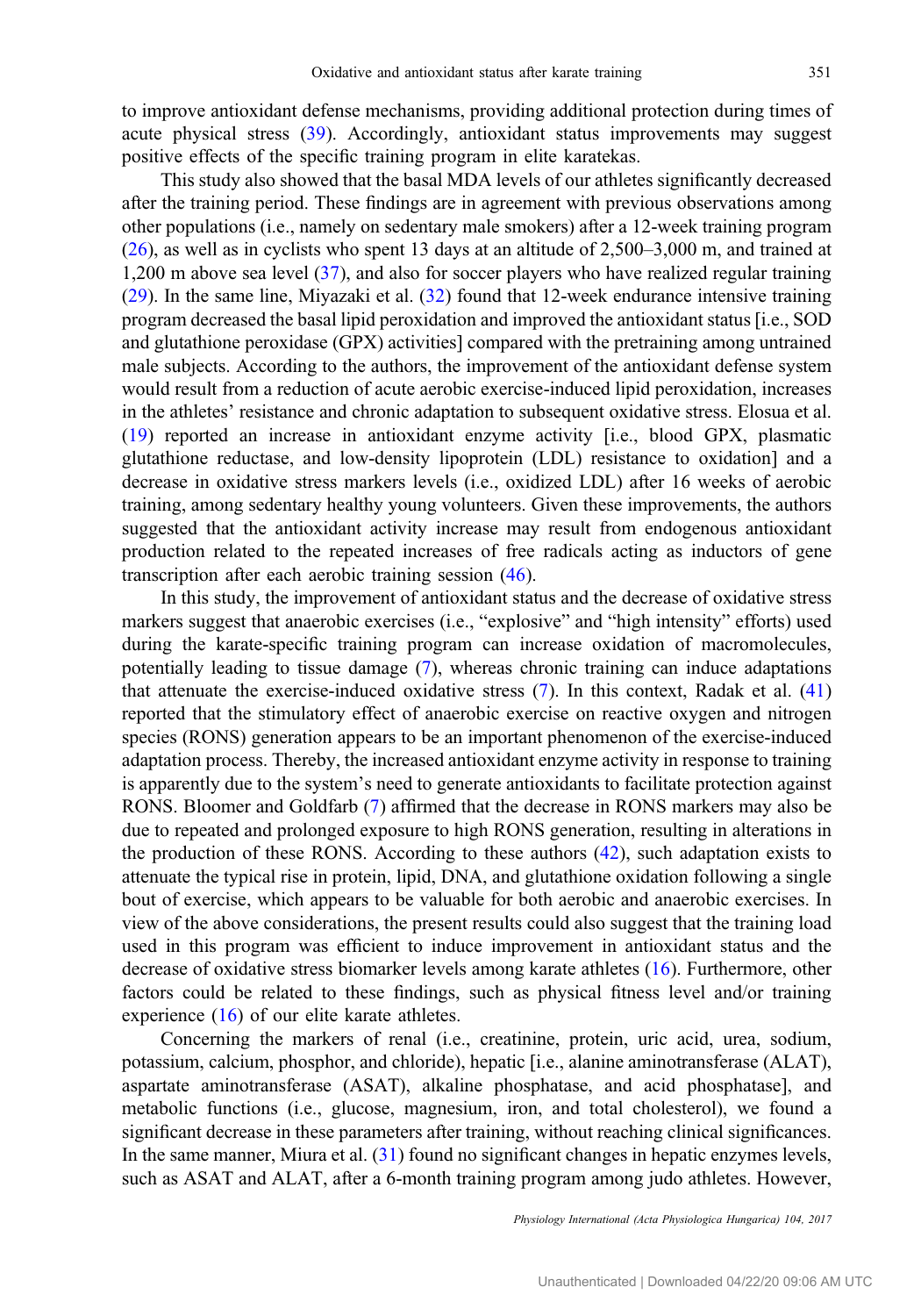to improve antioxidant defense mechanisms, providing additional protection during times of acute physical stress (39). Accordingly, antioxidant status improvements may suggest positive effects of the specific training program in elite karatekas.

This study also showed that the basal MDA levels of our athletes significantly decreased after the training period. These findings are in agreement with previous observations among other populations (i.e., namely on sedentary male smokers) after a 12-week training program (26), as well as in cyclists who spent 13 days at an altitude of 2,500–3,000 m, and trained at 1,200 m above sea level (37), and also for soccer players who have realized regular training (29). In the same line, Miyazaki et al. (32) found that 12-week endurance intensive training program decreased the basal lipid peroxidation and improved the antioxidant status [i.e., SOD and glutathione peroxidase (GPX) activities] compared with the pretraining among untrained male subjects. According to the authors, the improvement of the antioxidant defense system would result from a reduction of acute aerobic exercise-induced lipid peroxidation, increases in the athletes' resistance and chronic adaptation to subsequent oxidative stress. Elosua et al. (19) reported an increase in antioxidant enzyme activity [i.e., blood GPX, plasmatic glutathione reductase, and low-density lipoprotein (LDL) resistance to oxidation] and a decrease in oxidative stress markers levels (i.e., oxidized LDL) after 16 weeks of aerobic training, among sedentary healthy young volunteers. Given these improvements, the authors suggested that the antioxidant activity increase may result from endogenous antioxidant production related to the repeated increases of free radicals acting as inductors of gene transcription after each aerobic training session (46).

In this study, the improvement of antioxidant status and the decrease of oxidative stress markers suggest that anaerobic exercises (i.e., "explosive" and "high intensity" efforts) used during the karate-specific training program can increase oxidation of macromolecules, potentially leading to tissue damage (7), whereas chronic training can induce adaptations that attenuate the exercise-induced oxidative stress (7). In this context, Radak et al. (41) reported that the stimulatory effect of anaerobic exercise on reactive oxygen and nitrogen species (RONS) generation appears to be an important phenomenon of the exercise-induced adaptation process. Thereby, the increased antioxidant enzyme activity in response to training is apparently due to the system's need to generate antioxidants to facilitate protection against RONS. Bloomer and Goldfarb (7) affirmed that the decrease in RONS markers may also be due to repeated and prolonged exposure to high RONS generation, resulting in alterations in the production of these RONS. According to these authors (42), such adaptation exists to attenuate the typical rise in protein, lipid, DNA, and glutathione oxidation following a single bout of exercise, which appears to be valuable for both aerobic and anaerobic exercises. In view of the above considerations, the present results could also suggest that the training load used in this program was efficient to induce improvement in antioxidant status and the decrease of oxidative stress biomarker levels among karate athletes (16). Furthermore, other factors could be related to these findings, such as physical fitness level and/or training experience (16) of our elite karate athletes.

Concerning the markers of renal (i.e., creatinine, protein, uric acid, urea, sodium, potassium, calcium, phosphor, and chloride), hepatic [i.e., alanine aminotransferase (ALAT), aspartate aminotransferase (ASAT), alkaline phosphatase, and acid phosphatase], and metabolic functions (i.e., glucose, magnesium, iron, and total cholesterol), we found a significant decrease in these parameters after training, without reaching clinical significances. In the same manner, Miura et al. (31) found no significant changes in hepatic enzymes levels, such as ASAT and ALAT, after a 6-month training program among judo athletes. However,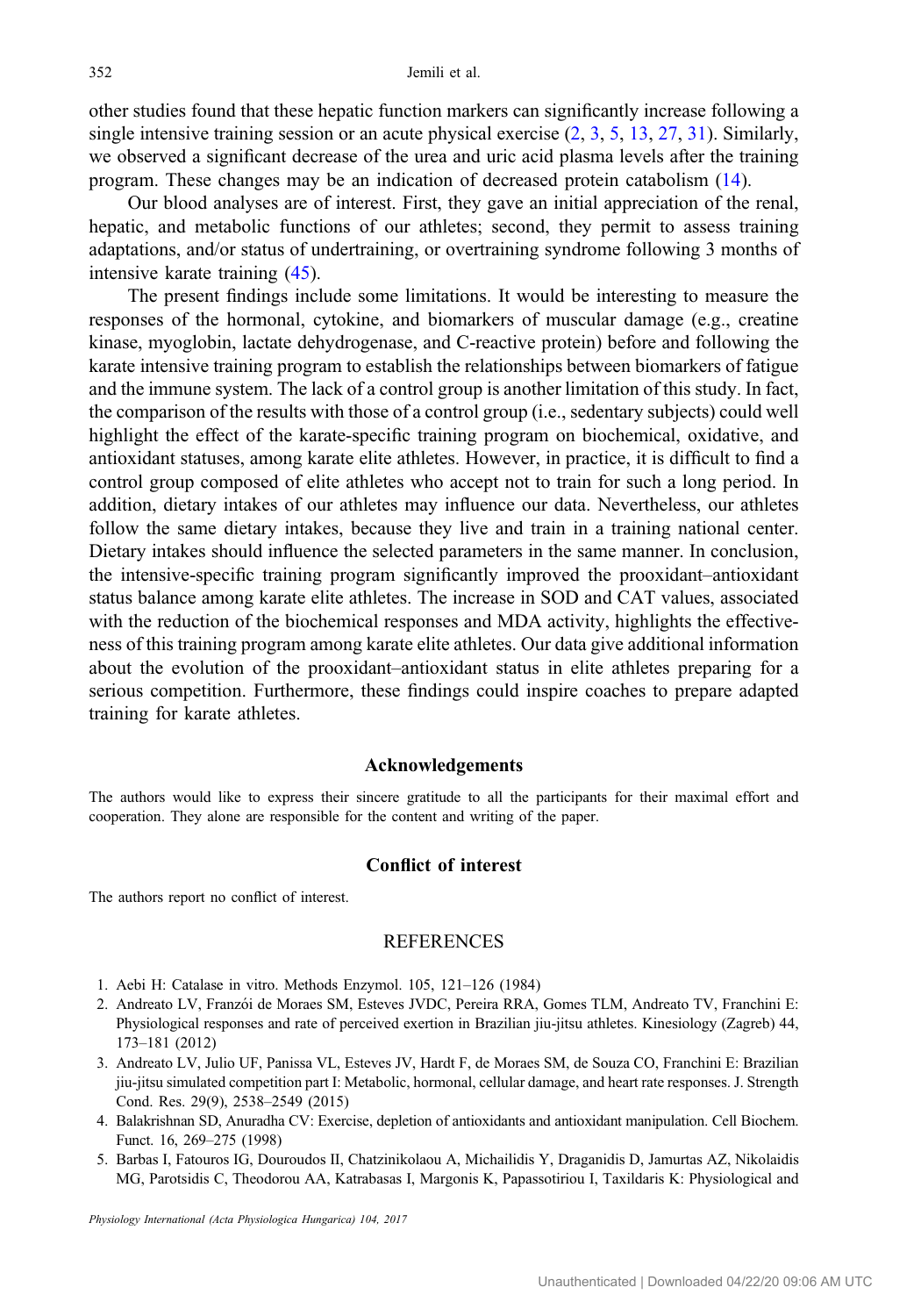other studies found that these hepatic function markers can significantly increase following a single intensive training session or an acute physical exercise (2, 3, 5, 13, 27, 31). Similarly, we observed a significant decrease of the urea and uric acid plasma levels after the training program. These changes may be an indication of decreased protein catabolism (14).

Our blood analyses are of interest. First, they gave an initial appreciation of the renal, hepatic, and metabolic functions of our athletes; second, they permit to assess training adaptations, and/or status of undertraining, or overtraining syndrome following 3 months of intensive karate training (45).

The present findings include some limitations. It would be interesting to measure the responses of the hormonal, cytokine, and biomarkers of muscular damage (e.g., creatine kinase, myoglobin, lactate dehydrogenase, and C-reactive protein) before and following the karate intensive training program to establish the relationships between biomarkers of fatigue and the immune system. The lack of a control group is another limitation of this study. In fact, the comparison of the results with those of a control group (i.e., sedentary subjects) could well highlight the effect of the karate-specific training program on biochemical, oxidative, and antioxidant statuses, among karate elite athletes. However, in practice, it is difficult to find a control group composed of elite athletes who accept not to train for such a long period. In addition, dietary intakes of our athletes may influence our data. Nevertheless, our athletes follow the same dietary intakes, because they live and train in a training national center. Dietary intakes should influence the selected parameters in the same manner. In conclusion, the intensive-specific training program significantly improved the prooxidant–antioxidant status balance among karate elite athletes. The increase in SOD and CAT values, associated with the reduction of the biochemical responses and MDA activity, highlights the effectiveness of this training program among karate elite athletes. Our data give additional information about the evolution of the prooxidant–antioxidant status in elite athletes preparing for a serious competition. Furthermore, these findings could inspire coaches to prepare adapted training for karate athletes.

## Acknowledgements

The authors would like to express their sincere gratitude to all the participants for their maximal effort and cooperation. They alone are responsible for the content and writing of the paper.

## Conflict of interest

The authors report no conflict of interest.

## REFERENCES

1. Aebi H: Catalase in vitro. Methods Enzymol. 105, 121–126 (1984)
2. Andreato LV, Franzói de Moraes SM, Esteves JVDC, Pereira RRA, Gomes TLM, Andreato TV, Franchini E: Physiological responses and rate of perceived exertion in Brazilian jiu-jitsu athletes. Kinesiology (Zagreb) 44, 173–181 (2012)
3. Andreato LV, Julio UF, Panissa VL, Esteves JV, Hardt F, de Moraes SM, de Souza CO, Franchini E: Brazilian jiu-jitsu simulated competition part I: Metabolic, hormonal, cellular damage, and heart rate responses. J. Strength Cond. Res. 29(9), 2538–2549 (2015)
4. Balakrishnan SD, Anuradha CV: Exercise, depletion of antioxidants and antioxidant manipulation. Cell Biochem. Funct. 16, 269–275 (1998)
5. Barbas I, Fatouros IG, Douroudos II, Chatzinikolaou A, Michailidis Y, Draganidis D, Jamurtas AZ, Nikolaidis MG, Parotsidis C, Theodorou AA, Katrabasas I, Margonis K, Papassotiriou I, Taxildaris K: Physiological and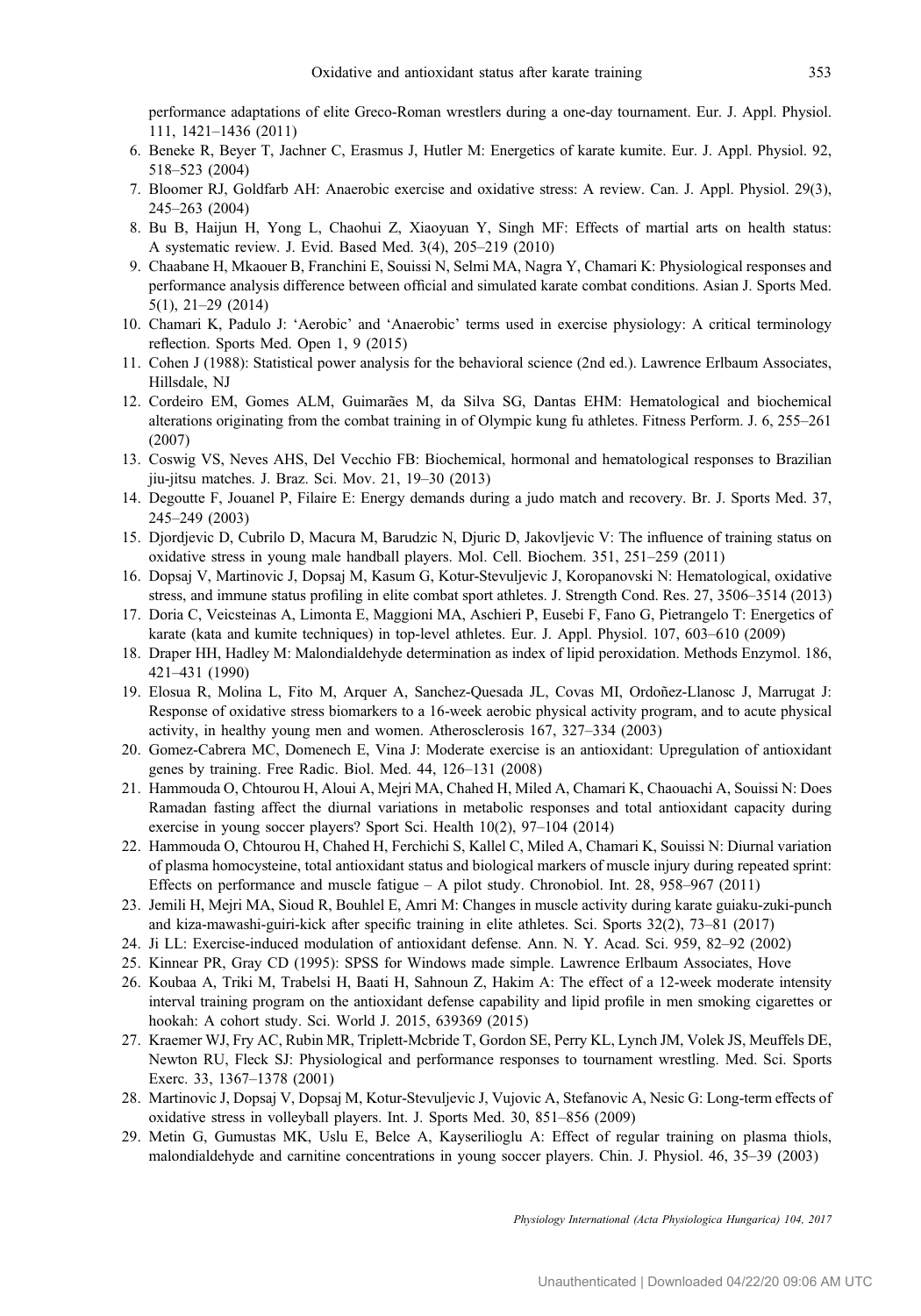performance adaptations of elite Greco-Roman wrestlers during a one-day tournament. Eur. J. Appl. Physiol. 111, 1421–1436 (2011)

6. Beneke R, Beyer T, Jachner C, Erasmus J, Hutler M: Energetics of karate kumite. Eur. J. Appl. Physiol. 92, 518–523 (2004)
7. Bloomer RJ, Goldfarb AH: Anaerobic exercise and oxidative stress: A review. Can. J. Appl. Physiol. 29(3), 245–263 (2004)
8. Bu B, Haijun H, Yong L, Chaohui Z, Xiaoyuan Y, Singh MF: Effects of martial arts on health status: A systematic review. J. Evid. Based Med. 3(4), 205–219 (2010)
9. Chaabane H, Mkaouer B, Franchini E, Souissi N, Selmi MA, Nagra Y, Chamari K: Physiological responses and performance analysis difference between official and simulated karate combat conditions. Asian J. Sports Med. 5(1), 21–29 (2014)
10. Chamari K, Padulo J: 'Aerobic' and 'Anaerobic' terms used in exercise physiology: A critical terminology reflection. Sports Med. Open 1, 9 (2015)
11. Cohen J (1988): Statistical power analysis for the behavioral science (2nd ed.). Lawrence Erlbaum Associates, Hillsdale, NJ
12. Cordeiro EM, Gomes ALM, Guimarães M, da Silva SG, Dantas EHM: Hematological and biochemical alterations originating from the combat training in of Olympic kung fu athletes. Fitness Perform. J. 6, 255–261 (2007)
13. Coswig VS, Neves AHS, Del Vecchio FB: Biochemical, hormonal and hematological responses to Brazilian jiu-jitsu matches. J. Braz. Sci. Mov. 21, 19–30 (2013)
14. Degoutte F, Jouanel P, Filaire E: Energy demands during a judo match and recovery. Br. J. Sports Med. 37, 245–249 (2003)
15. Djordjevic D, Cubrilo D, Macura M, Barudzic N, Djuric D, Jakovljevic V: The influence of training status on oxidative stress in young male handball players. Mol. Cell. Biochem. 351, 251–259 (2011)
16. Dopsaj V, Martinovic J, Dopsaj M, Kasum G, Kotur-Stevuljevic J, Koropanovski N: Hematological, oxidative stress, and immune status profiling in elite combat sport athletes. J. Strength Cond. Res. 27, 3506–3514 (2013)
17. Doria C, Veicsteinas A, Limonta E, Maggioni MA, Aschieri P, Eusebi F, Fano G, Pietrangelo T: Energetics of karate (kata and kumite techniques) in top-level athletes. Eur. J. Appl. Physiol. 107, 603–610 (2009)
18. Draper HH, Hadley M: Malondialdehyde determination as index of lipid peroxidation. Methods Enzymol. 186, 421–431 (1990)
19. Elosua R, Molina L, Fito M, Arquer A, Sanchez-Quesada JL, Covas MI, Ordoñez-Llanosc J, Marrugat J: Response of oxidative stress biomarkers to a 16-week aerobic physical activity program, and to acute physical activity, in healthy young men and women. Atherosclerosis 167, 327–334 (2003)
20. Gomez-Cabrera MC, Domenech E, Vina J: Moderate exercise is an antioxidant: Upregulation of antioxidant genes by training. Free Radic. Biol. Med. 44, 126–131 (2008)
21. Hammouda O, Chtourou H, Aloui A, Mejri MA, Chahed H, Miled A, Chamari K, Chaouachi A, Souissi N: Does Ramadan fasting affect the diurnal variations in metabolic responses and total antioxidant capacity during exercise in young soccer players? Sport Sci. Health 10(2), 97–104 (2014)
22. Hammouda O, Chtourou H, Chahed H, Ferchichi S, Kallel C, Miled A, Chamari K, Souissi N: Diurnal variation of plasma homocysteine, total antioxidant status and biological markers of muscle injury during repeated sprint: Effects on performance and muscle fatigue – A pilot study. Chronobiol. Int. 28, 958–967 (2011)
23. Jemili H, Mejri MA, Sioud R, Bouhlel E, Amri M: Changes in muscle activity during karate guiaku-zuki-punch and kiza-mawashi-guiri-kick after specific training in elite athletes. Sci. Sports 32(2), 73–81 (2017)
24. Ji LL: Exercise-induced modulation of antioxidant defense. Ann. N. Y. Acad. Sci. 959, 82–92 (2002)
25. Kinnear PR, Gray CD (1995): SPSS for Windows made simple. Lawrence Erlbaum Associates, Hove
26. Koubaa A, Triki M, Trabelsi H, Baati H, Sahnoun Z, Hakim A: The effect of a 12-week moderate intensity interval training program on the antioxidant defense capability and lipid profile in men smoking cigarettes or hookah: A cohort study. Sci. World J. 2015, 639369 (2015)
27. Kraemer WJ, Fry AC, Rubin MR, Triplett-Mcbride T, Gordon SE, Perry KL, Lynch JM, Volek JS, Meuffels DE, Newton RU, Fleck SJ: Physiological and performance responses to tournament wrestling. Med. Sci. Sports Exerc. 33, 1367–1378 (2001)
28. Martinovic J, Dopsaj V, Dopsaj M, Kotur-Stevuljevic J, Vujovic A, Stefanovic A, Nesic G: Long-term effects of oxidative stress in volleyball players. Int. J. Sports Med. 30, 851–856 (2009)
29. Metin G, Gumustas MK, Uslu E, Belce A, Kayserilioglu A: Effect of regular training on plasma thiols, malondialdehyde and carnitine concentrations in young soccer players. Chin. J. Physiol. 46, 35–39 (2003)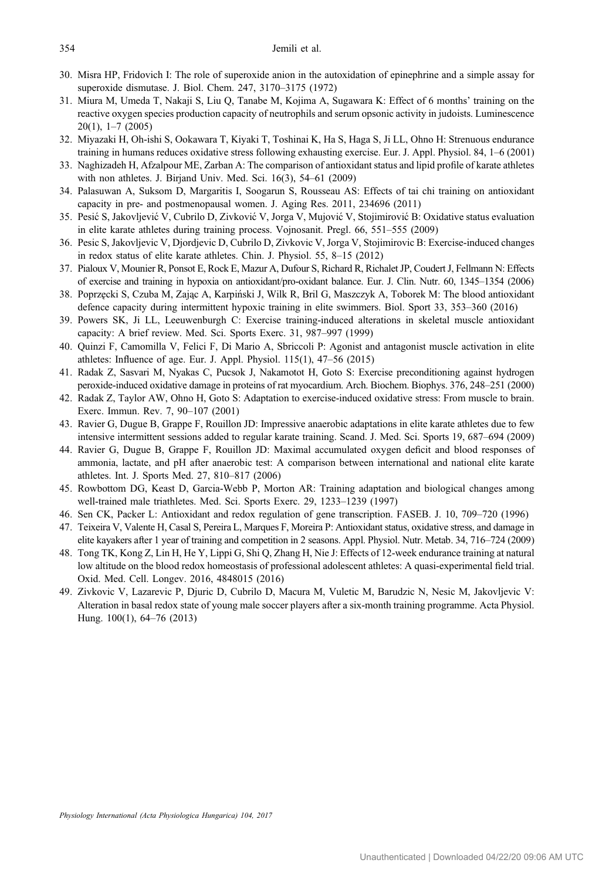30. Misra HP, Fridovich I: The role of superoxide anion in the autoxidation of epinephrine and a simple assay for superoxide dismutase. J. Biol. Chem. 247, 3170–3175 (1972)
31. Miura M, Umeda T, Nakaji S, Liu Q, Tanabe M, Kojima A, Sugawara K: Effect of 6 months' training on the reactive oxygen species production capacity of neutrophils and serum opsonic activity in judoists. Luminescence 20(1), 1–7 (2005)
32. Miyazaki H, Oh-ishi S, Ookawara T, Kiyaki T, Toshinai K, Ha S, Haga S, Ji LL, Ohno H: Strenuous endurance training in humans reduces oxidative stress following exhausting exercise. Eur. J. Appl. Physiol. 84, 1–6 (2001)
33. Naghizadeh H, Afzalpour ME, Zarban A: The comparison of antioxidant status and lipid profile of karate athletes with non athletes. J. Birjand Univ. Med. Sci. 16(3), 54–61 (2009)
34. Palasuwan A, Suksom D, Margaritis I, Soogarun S, Rousseau AS: Effects of tai chi training on antioxidant capacity in pre- and postmenopausal women. J. Aging Res. 2011, 234696 (2011)
35. Pesić S, Jakovljević V, Cubrilo D, Zivković V, Jorga V, Mujović V, Stojimirović B: Oxidative status evaluation in elite karate athletes during training process. Vojnosanit. Pregl. 66, 551–555 (2009)
36. Pesic S, Jakovljevic V, Djordjevic D, Cubrilo D, Zivkovic V, Jorga V, Stojimirovic B: Exercise-induced changes in redox status of elite karate athletes. Chin. J. Physiol. 55, 8–15 (2012)
37. Pialoux V, Mounier R, Ponsot E, Rock E, Mazur A, Dufour S, Richard R, Richalet JP, Coudert J, Fellmann N: Effects of exercise and training in hypoxia on antioxidant/pro-oxidant balance. Eur. J. Clin. Nutr. 60, 1345–1354 (2006)
38. Poprzęcki S, Czuba M, Zając A, Karpiński J, Wilk R, Bril G, Maszczyk A, Toborek M: The blood antioxidant defence capacity during intermittent hypoxic training in elite swimmers. Biol. Sport 33, 353–360 (2016)
39. Powers SK, Ji LL, Leeuwenburgh C: Exercise training-induced alterations in skeletal muscle antioxidant capacity: A brief review. Med. Sci. Sports Exerc. 31, 987–997 (1999)
40. Quinzi F, Camomilla V, Felici F, Di Mario A, Sbriccoli P: Agonist and antagonist muscle activation in elite athletes: Influence of age. Eur. J. Appl. Physiol. 115(1), 47–56 (2015)
41. Radak Z, Sasvari M, Nyakas C, Pucsok J, Nakamotot H, Goto S: Exercise preconditioning against hydrogen peroxide-induced oxidative damage in proteins of rat myocardium. Arch. Biochem. Biophys. 376, 248–251 (2000)
42. Radak Z, Taylor AW, Ohno H, Goto S: Adaptation to exercise-induced oxidative stress: From muscle to brain. Exerc. Immun. Rev. 7, 90–107 (2001)
43. Ravier G, Dugue B, Grappe F, Rouillon JD: Impressive anaerobic adaptations in elite karate athletes due to few intensive intermittent sessions added to regular karate training. Scand. J. Med. Sci. Sports 19, 687–694 (2009)
44. Ravier G, Dugue B, Grappe F, Rouillon JD: Maximal accumulated oxygen deficit and blood responses of ammonia, lactate, and pH after anaerobic test: A comparison between international and national elite karate athletes. Int. J. Sports Med. 27, 810–817 (2006)
45. Rowbottom DG, Keast D, Garcia-Webb P, Morton AR: Training adaptation and biological changes among well-trained male triathletes. Med. Sci. Sports Exerc. 29, 1233–1239 (1997)
46. Sen CK, Packer L: Antioxidant and redox regulation of gene transcription. FASEB. J. 10, 709–720 (1996)
47. Teixeira V, Valente H, Casal S, Pereira L, Marques F, Moreira P: Antioxidant status, oxidative stress, and damage in elite kayakers after 1 year of training and competition in 2 seasons. Appl. Physiol. Nutr. Metab. 34, 716–724 (2009)
48. Tong TK, Kong Z, Lin H, He Y, Lippi G, Shi Q, Zhang H, Nie J: Effects of 12-week endurance training at natural low altitude on the blood redox homeostasis of professional adolescent athletes: A quasi-experimental field trial. Oxid. Med. Cell. Longev. 2016, 4848015 (2016)
49. Zivkovic V, Lazarevic P, Djuric D, Cubrilo D, Macura M, Vuletic M, Barudzic N, Nesic M, Jakovljevic V: Alteration in basal redox state of young male soccer players after a six-month training programme. Acta Physiol. Hung. 100(1), 64–76 (2013)